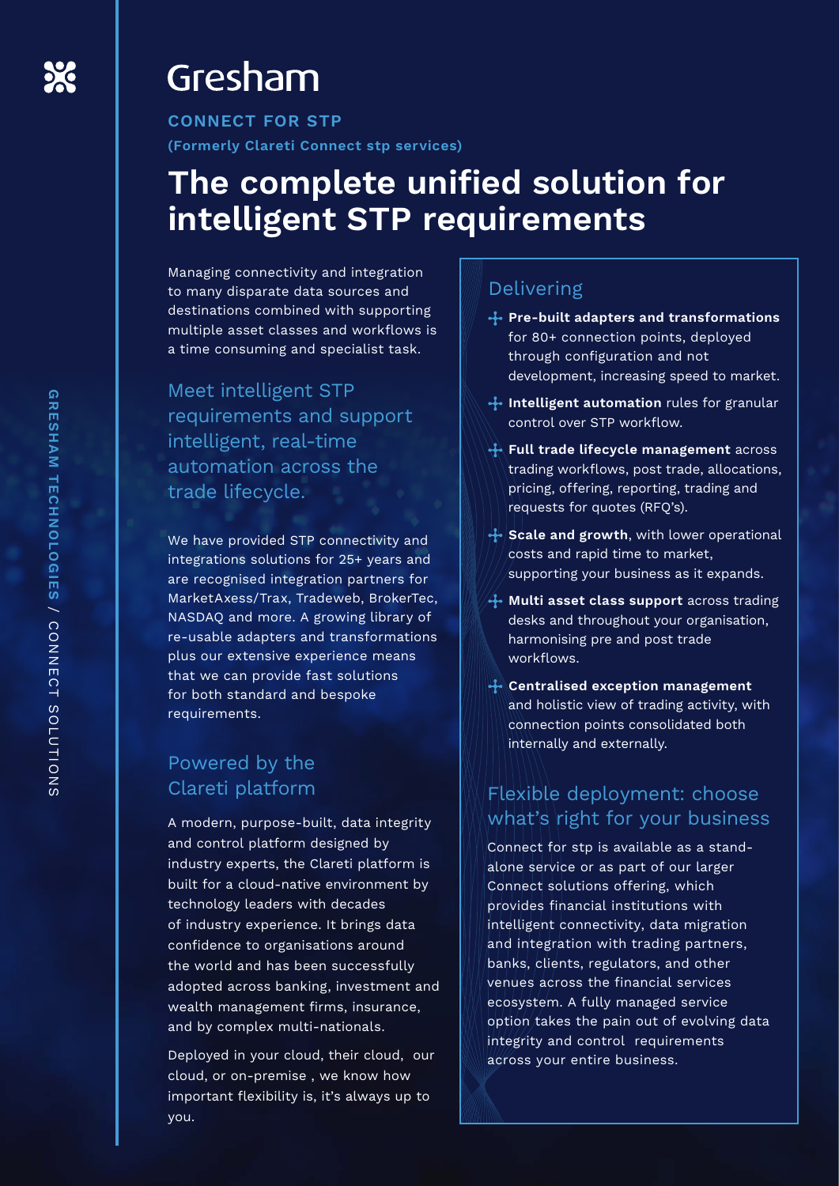# Gresham

**CONNECT FOR STP**

**(Formerly Clareti Connect stp services)**

# The complete unified solution for intelligent STP requirements

Managing connectivity and integration to many disparate data sources and destinations combined with supporting multiple asset classes and workflows is a time consuming and specialist task.

## Meet intelligent STP requirements and support intelligent, real-time automation across the trade lifecycle.

We have provided STP connectivity and integrations solutions for 25+ years and are recognised integration partners for MarketAxess/Trax, Tradeweb, BrokerTec, NASDAQ and more. A growing library of re-usable adapters and transformations plus our extensive experience means that we can provide fast solutions for both standard and bespoke requirements.

## Powered by the Clareti platform

A modern, purpose-built, data integrity and control platform designed by industry experts, the Clareti platform is built for a cloud-native environment by technology leaders with decades of industry experience. It brings data confidence to organisations around the world and has been successfully adopted across banking, investment and wealth management firms, insurance, and by complex multi-nationals.

Deployed in your cloud, their cloud, our cloud, or on-premise , we know how important flexibility is, it's always up to you.

## Delivering

- **Pre-built adapters and transformations** for 80+ connection points, deployed through configuration and not development, increasing speed to market.
- **Intelligent automation** rules for granular control over STP workflow.
- **Full trade lifecycle management** across trading workflows, post trade, allocations, pricing, offering, reporting, trading and requests for quotes (RFQ's).
- **Scale and growth**, with lower operational costs and rapid time to market, supporting your business as it expands.
- **Multi asset class support** across trading desks and throughout your organisation, harmonising pre and post trade workflows.
- **Centralised exception management** and holistic view of trading activity, with connection points consolidated both internally and externally.

## Flexible deployment: choose what's right for your business

Connect for stp is available as a stand-alone service or as part of our larger Connect solutions offering, which provides financial institutions with intelligent connectivity, data migration and integration with trading partners, banks, clients, regulators, and other venues across the financial services ecosystem. A fully managed service option takes the pain out of evolving data integrity and control requirements across your entire business.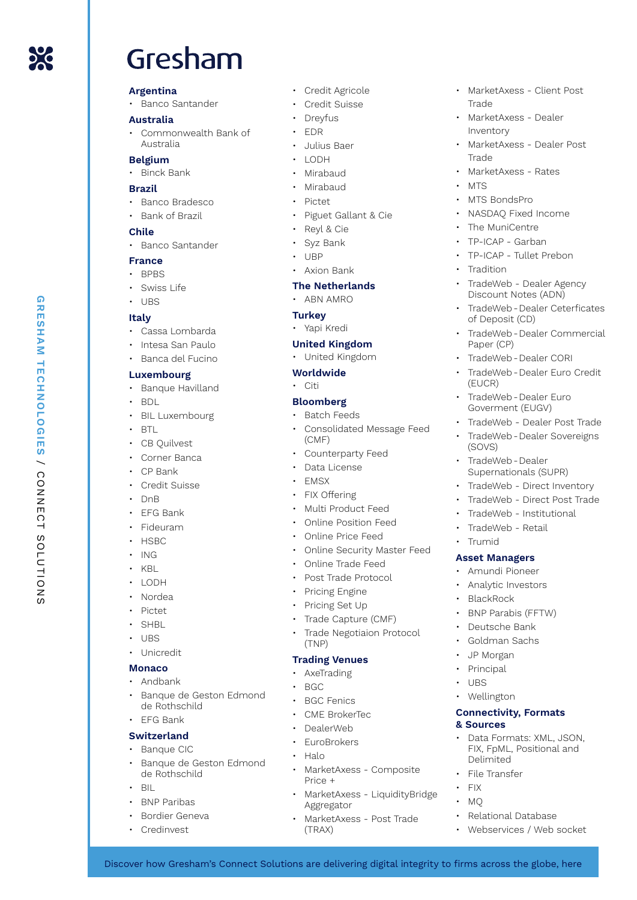# Gresham

## Argentina

- Banco Santander

## Australia

- Commonwealth Bank of Australia

## Belgium

- Binck Bank

## Brazil

- Banco Bradesco
- Bank of Brazil

## Chile

- Banco Santander

## France

- BPBS
- Swiss Life
- UBS

## Italy

- Cassa Lombarda
- Intesa San Paulo
- Banca del Fucino

## Luxembourg

- Banque Havilland
- BDL
- BIL Luxembourg
- BTL
- CB Quilvest
- Corner Banca
- CP Bank
- Credit Suisse
- DnB
- EFG Bank
- Fideuram
- HSBC
- ING
- KBL
- LODH
- Nordea
- Pictet
- SHBL
- UBS
- Unicredit

## Monaco

- Andbank
- Banque de Geston Edmond de Rothschild
- EFG Bank

## Switzerland

- Banque CIC
- Banque de Geston Edmond de Rothschild
- BIL
- BNP Paribas
- Bordier Geneva
- Credinvest
- Credit Agricole
- Credit Suisse
- Dreyfus
- EDR
- Julius Baer
- LODH
- Mirabaud
- Mirabaud
- Pictet
- Piguet Gallant & Cie
- Reyl & Cie
- Syz Bank
- UBP
- Axion Bank

## The Netherlands

- ABN AMRO

## Turkey

- Yapi Kredi

## United Kingdom

- United Kingdom

## Worldwide

- Citi

## Bloomberg

- Batch Feeds
- Consolidated Message Feed (CMF)
- Counterparty Feed
- Data License
- EMSX
- FIX Offering
- Multi Product Feed
- Online Position Feed
- Online Price Feed
- Online Security Master Feed
- Online Trade Feed
- Post Trade Protocol
- Pricing Engine
- Pricing Set Up
- Trade Capture (CMF)
- Trade Negotiaion Protocol (TNP)

## Trading Venues

- AxeTrading
- BGC
- BGC Fenics
- CME BrokerTec
- DealerWeb
- EuroBrokers
- Halo
- MarketAxess - Composite Price +
- MarketAxess - LiquidityBridge Aggregator
- MarketAxess - Post Trade (TRAX)
- MarketAxess - Client Post Trade
- MarketAxess - Dealer Inventory
- MarketAxess - Dealer Post Trade
- MarketAxess - Rates
- MTS
- MTS BondsPro
- NASDAQ Fixed Income
- The MuniCentre
- TP-ICAP - Garban
- TP-ICAP - Tullet Prebon
- Tradition
- TradeWeb - Dealer Agency Discount Notes (ADN)
- TradeWeb - Dealer Ceterficates of Deposit (CD)
- TradeWeb - Dealer Commercial Paper (CP)
- TradeWeb - Dealer CORI
- TradeWeb - Dealer Euro Credit (EUCR)
- TradeWeb - Dealer Euro Goverment (EUGV)
- TradeWeb - Dealer Post Trade
- TradeWeb - Dealer Sovereigns (SOVS)
- TradeWeb - Dealer Supernationals (SUPR)
- TradeWeb - Direct Inventory
- TradeWeb - Direct Post Trade
- TradeWeb - Institutional
- TradeWeb - Retail
- Trumid

## Asset Managers

- Amundi Pioneer
- Analytic Investors
- BlackRock
- BNP Parabis (FFTW)
- Deutsche Bank
- Goldman Sachs
- JP Morgan
- Principal
- UBS
- Wellington

## Connectivity, Formats & Sources

- Data Formats: XML, JSON, FIX, FpML, Positional and Delimited
- File Transfer
- FIX
- MQ
- Relational Database
- Webservices / Web socket

GRESHAM TECHNOLOGIES / CONNECT SOLUTIONS

Discover how Gresham's Connect Solutions are delivering digital integrity to firms across the globe, here